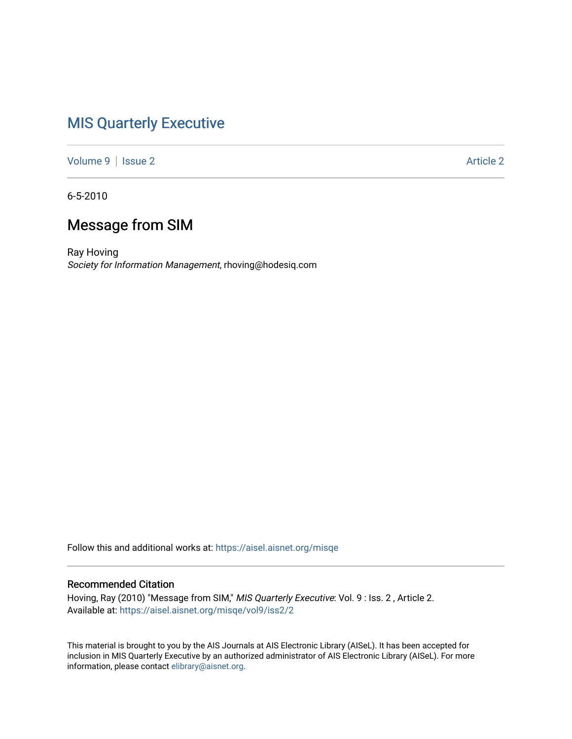# MIS Quarterly Executive

Volume 9 | Issue 2 Article 2

6-5-2010

## Message from SIM

Ray Hoving
*Society for Information Management*, rhoving@hodesiq.com

Follow this and additional works at: https://aisel.aisnet.org/misqe

### Recommended Citation

Hoving, Ray (2010) "Message from SIM," *MIS Quarterly Executive*: Vol. 9 : Iss. 2 , Article 2.
Available at: https://aisel.aisnet.org/misqe/vol9/iss2/2

This material is brought to you by the AIS Journals at AIS Electronic Library (AISeL). It has been accepted for inclusion in MIS Quarterly Executive by an authorized administrator of AIS Electronic Library (AISeL). For more information, please contact elibrary@aisnet.org.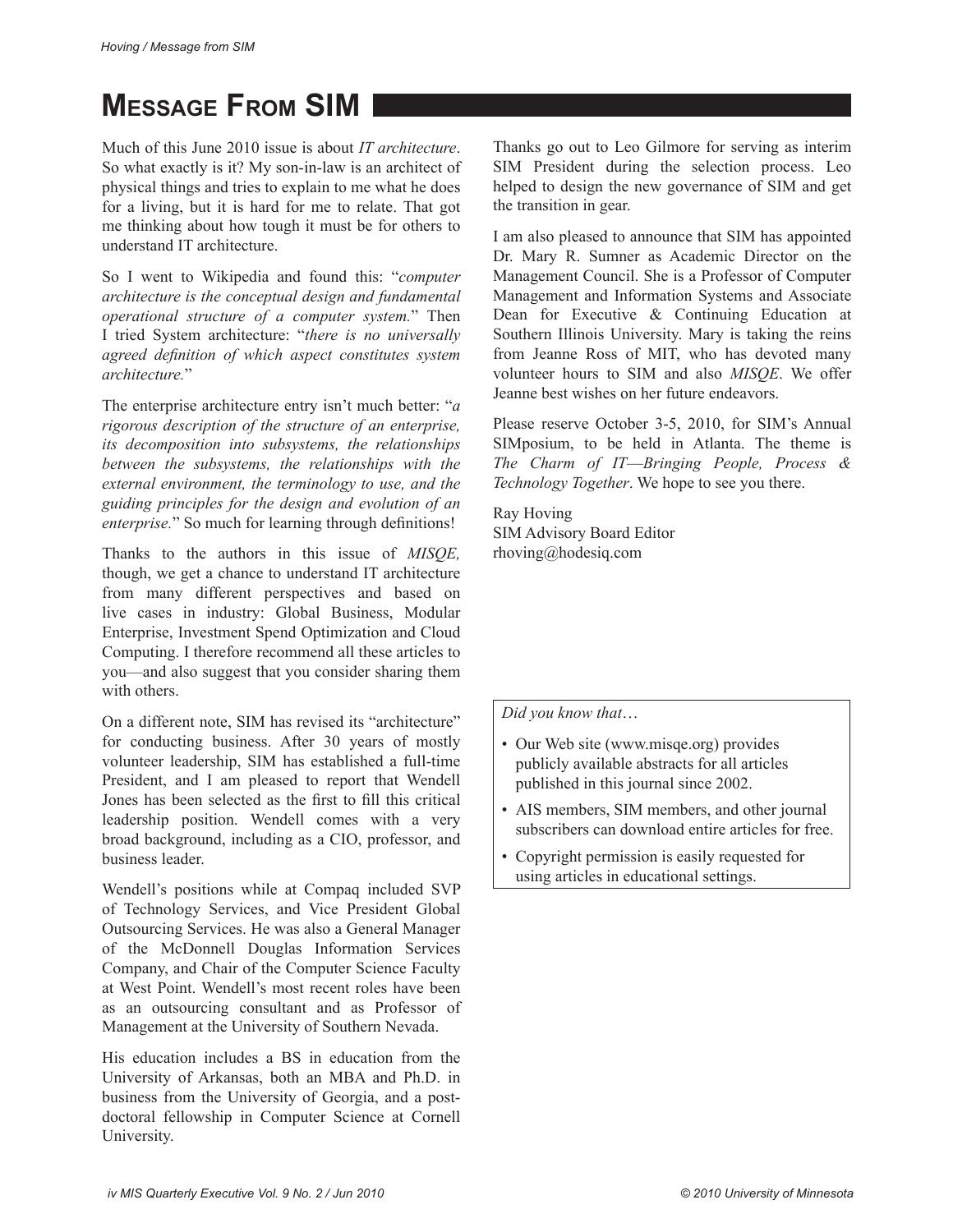# Message From SIM

Much of this June 2010 issue is about *IT architecture*. So what exactly is it? My son-in-law is an architect of physical things and tries to explain to me what he does for a living, but it is hard for me to relate. That got me thinking about how tough it must be for others to understand IT architecture.

So I went to Wikipedia and found this: "*computer architecture is the conceptual design and fundamental operational structure of a computer system.*" Then I tried System architecture: "*there is no universally agreed definition of which aspect constitutes system architecture.*"

The enterprise architecture entry isn't much better: "*a rigorous description of the structure of an enterprise, its decomposition into subsystems, the relationships between the subsystems, the relationships with the external environment, the terminology to use, and the guiding principles for the design and evolution of an enterprise.*" So much for learning through definitions!

Thanks to the authors in this issue of *MISQE,* though, we get a chance to understand IT architecture from many different perspectives and based on live cases in industry: Global Business, Modular Enterprise, Investment Spend Optimization and Cloud Computing. I therefore recommend all these articles to you—and also suggest that you consider sharing them with others.

On a different note, SIM has revised its "architecture" for conducting business. After 30 years of mostly volunteer leadership, SIM has established a full-time President, and I am pleased to report that Wendell Jones has been selected as the first to fill this critical leadership position. Wendell comes with a very broad background, including as a CIO, professor, and business leader.

Wendell's positions while at Compaq included SVP of Technology Services, and Vice President Global Outsourcing Services. He was also a General Manager of the McDonnell Douglas Information Services Company, and Chair of the Computer Science Faculty at West Point. Wendell's most recent roles have been as an outsourcing consultant and as Professor of Management at the University of Southern Nevada.

His education includes a BS in education from the University of Arkansas, both an MBA and Ph.D. in business from the University of Georgia, and a post-doctoral fellowship in Computer Science at Cornell University.

Thanks go out to Leo Gilmore for serving as interim SIM President during the selection process. Leo helped to design the new governance of SIM and get the transition in gear.

I am also pleased to announce that SIM has appointed Dr. Mary R. Sumner as Academic Director on the Management Council. She is a Professor of Computer Management and Information Systems and Associate Dean for Executive & Continuing Education at Southern Illinois University. Mary is taking the reins from Jeanne Ross of MIT, who has devoted many volunteer hours to SIM and also *MISQE*. We offer Jeanne best wishes on her future endeavors.

Please reserve October 3-5, 2010, for SIM's Annual SIMposium, to be held in Atlanta. The theme is *The Charm of IT—Bringing People, Process & Technology Together*. We hope to see you there.

Ray Hoving
SIM Advisory Board Editor
rhoving@hodesiq.com

*Did you know that…*

- Our Web site (www.misqe.org) provides publicly available abstracts for all articles published in this journal since 2002.
- AIS members, SIM members, and other journal subscribers can download entire articles for free.
- Copyright permission is easily requested for using articles in educational settings.